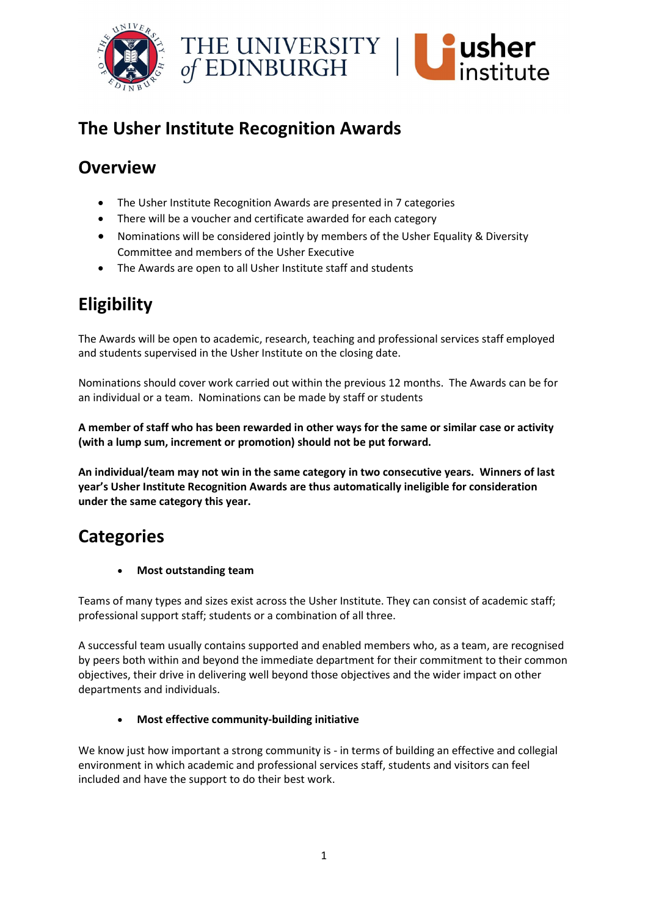# The Usher Institute Recognition Awards

## Overview

- The Usher Institute Recognition Awards are presented in 7 categories
- There will be a voucher and certificate awarded for each category
- Nominations will be considered jointly by members of the Usher Equality & Diversity Committee and members of the Usher Executive
- The Awards are open to all Usher Institute staff and students

## Eligibility

The Awards will be open to academic, research, teaching and professional services staff employed and students supervised in the Usher Institute on the closing date.

Nominations should cover work carried out within the previous 12 months. The Awards can be for an individual or a team. Nominations can be made by staff or students

**A member of staff who has been rewarded in other ways for the same or similar case or activity (with a lump sum, increment or promotion) should not be put forward.**

**An individual/team may not win in the same category in two consecutive years. Winners of last year's Usher Institute Recognition Awards are thus automatically ineligible for consideration under the same category this year.**

## Categories

- **Most outstanding team**

Teams of many types and sizes exist across the Usher Institute. They can consist of academic staff; professional support staff; students or a combination of all three.

A successful team usually contains supported and enabled members who, as a team, are recognised by peers both within and beyond the immediate department for their commitment to their common objectives, their drive in delivering well beyond those objectives and the wider impact on other departments and individuals.

- **Most effective community-building initiative**

We know just how important a strong community is - in terms of building an effective and collegial environment in which academic and professional services staff, students and visitors can feel included and have the support to do their best work.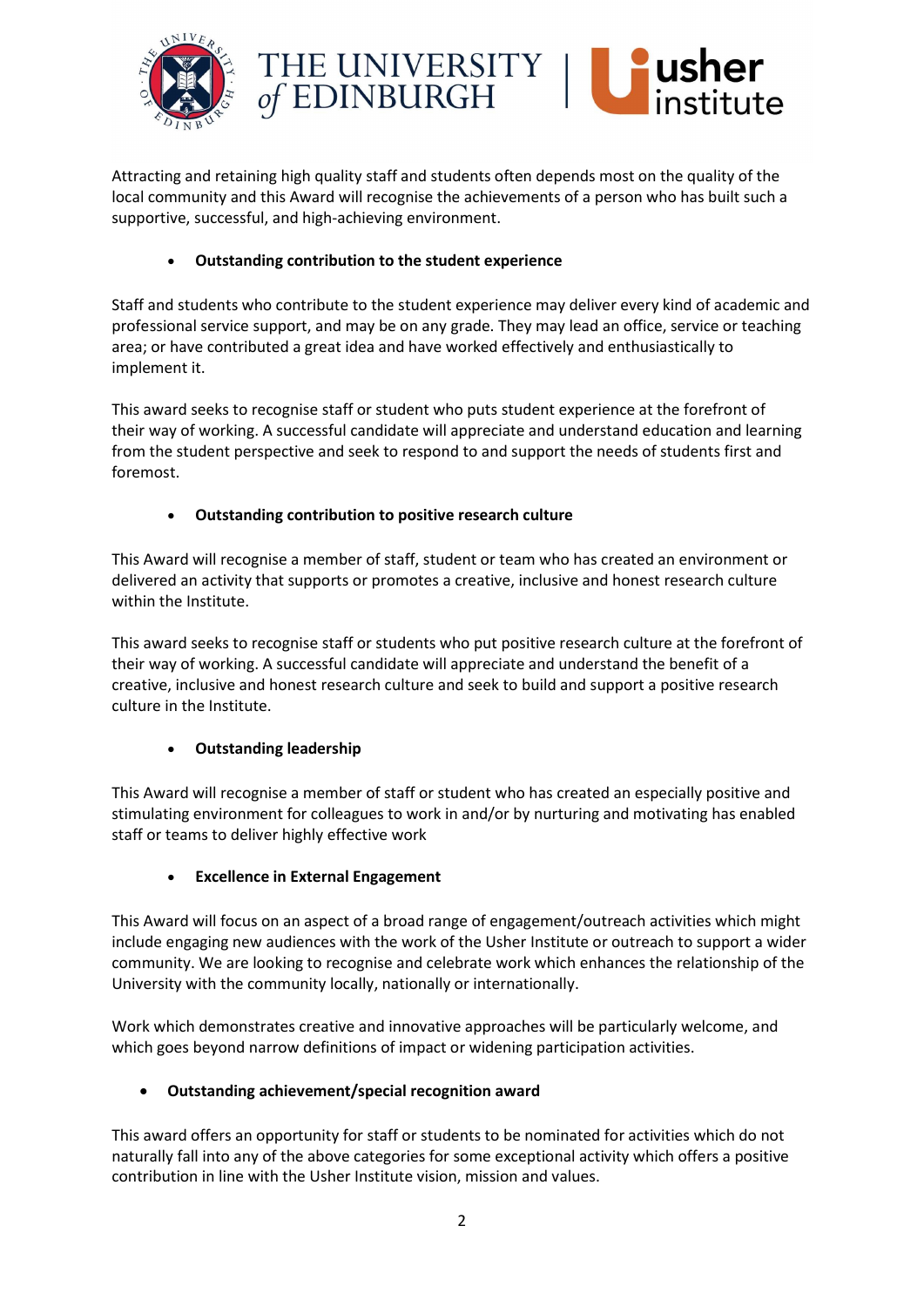Attracting and retaining high quality staff and students often depends most on the quality of the local community and this Award will recognise the achievements of a person who has built such a supportive, successful, and high-achieving environment.

- **Outstanding contribution to the student experience**

Staff and students who contribute to the student experience may deliver every kind of academic and professional service support, and may be on any grade. They may lead an office, service or teaching area; or have contributed a great idea and have worked effectively and enthusiastically to implement it.

This award seeks to recognise staff or student who puts student experience at the forefront of their way of working. A successful candidate will appreciate and understand education and learning from the student perspective and seek to respond to and support the needs of students first and foremost.

- **Outstanding contribution to positive research culture**

This Award will recognise a member of staff, student or team who has created an environment or delivered an activity that supports or promotes a creative, inclusive and honest research culture within the Institute.

This award seeks to recognise staff or students who put positive research culture at the forefront of their way of working. A successful candidate will appreciate and understand the benefit of a creative, inclusive and honest research culture and seek to build and support a positive research culture in the Institute.

- **Outstanding leadership**

This Award will recognise a member of staff or student who has created an especially positive and stimulating environment for colleagues to work in and/or by nurturing and motivating has enabled staff or teams to deliver highly effective work

- **Excellence in External Engagement**

This Award will focus on an aspect of a broad range of engagement/outreach activities which might include engaging new audiences with the work of the Usher Institute or outreach to support a wider community. We are looking to recognise and celebrate work which enhances the relationship of the University with the community locally, nationally or internationally.

Work which demonstrates creative and innovative approaches will be particularly welcome, and which goes beyond narrow definitions of impact or widening participation activities.

- **Outstanding achievement/special recognition award**

This award offers an opportunity for staff or students to be nominated for activities which do not naturally fall into any of the above categories for some exceptional activity which offers a positive contribution in line with the Usher Institute vision, mission and values.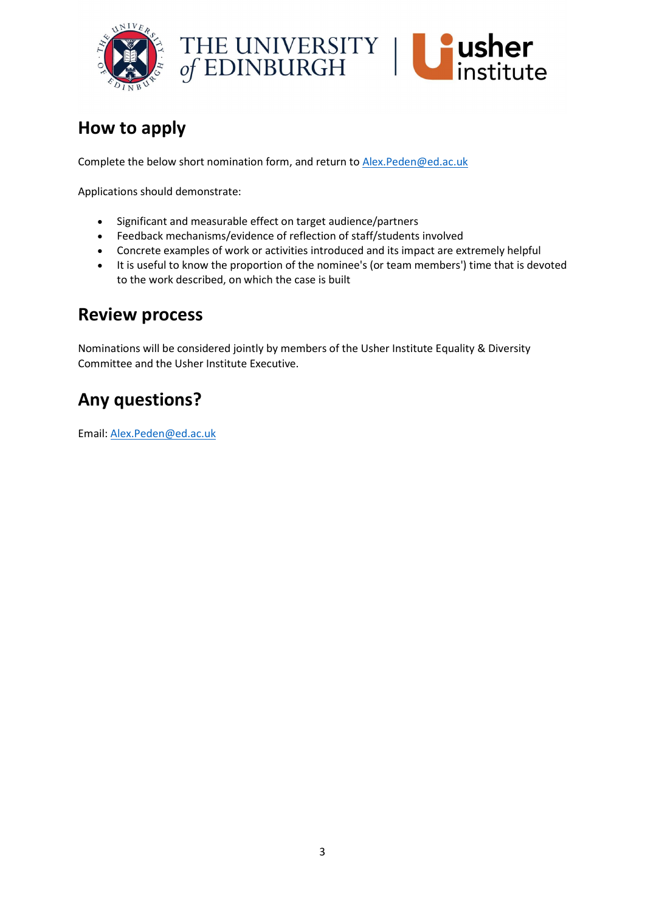## How to apply

Complete the below short nomination form, and return to Alex.Peden@ed.ac.uk

Applications should demonstrate:

- Significant and measurable effect on target audience/partners
- Feedback mechanisms/evidence of reflection of staff/students involved
- Concrete examples of work or activities introduced and its impact are extremely helpful
- It is useful to know the proportion of the nominee's (or team members') time that is devoted to the work described, on which the case is built

## Review process

Nominations will be considered jointly by members of the Usher Institute Equality & Diversity Committee and the Usher Institute Executive.

## Any questions?

Email: Alex.Peden@ed.ac.uk